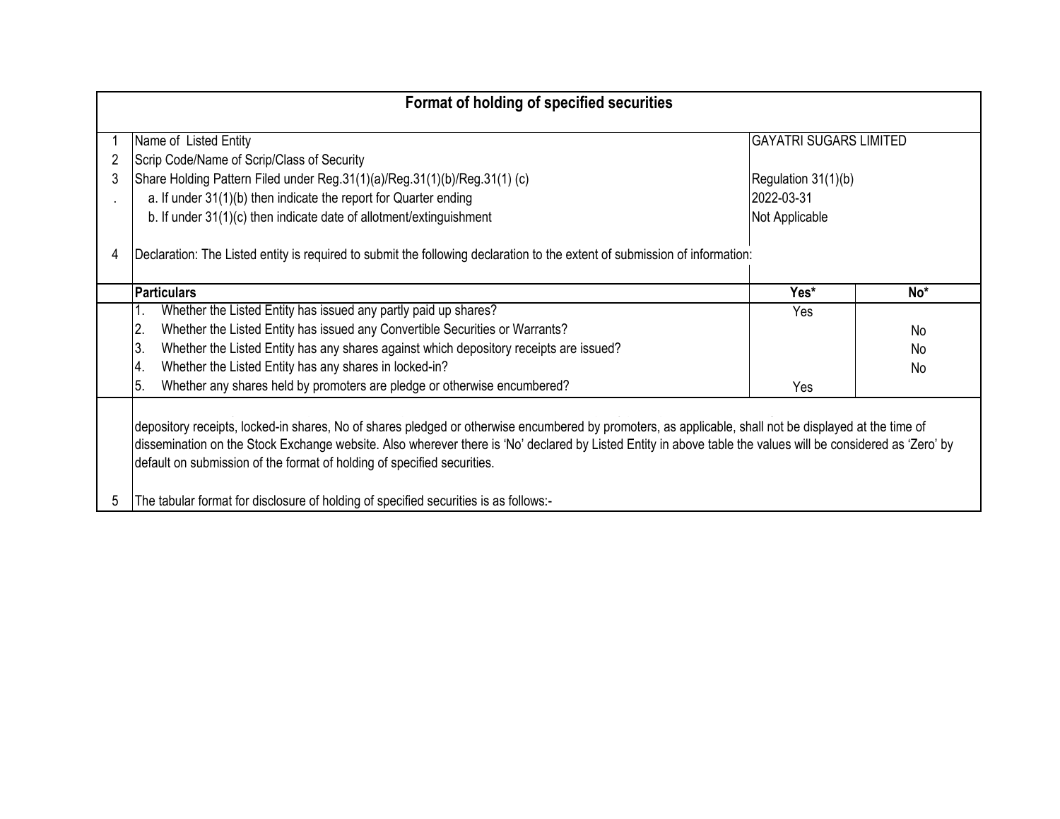# Format of holding of specified securities

| | | | |
|---|---|---|---|
| 1 | Name of Listed Entity | GAYATRI SUGARS LIMITED | |
| 2 | Scrip Code/Name of Scrip/Class of Security | | |
| 3 | Share Holding Pattern Filed under Reg.31(1)(a)/Reg.31(1)(b)/Reg.31(1) (c) | Regulation 31(1)(b) | |
| . | a. If under 31(1)(b) then indicate the report for Quarter ending | 2022-03-31 | |
| | b. If under 31(1)(c) then indicate date of allotment/extinguishment | Not Applicable | |
| 4 | Declaration: The Listed entity is required to submit the following declaration to the extent of submission of information: | | |

| | Particulars | Yes* | No* |
|---|---|---|---|
| | 1. Whether the Listed Entity has issued any partly paid up shares? | Yes | |
| | 2. Whether the Listed Entity has issued any Convertible Securities or Warrants? | | No |
| | 3. Whether the Listed Entity has any shares against which depository receipts are issued? | | No |
| | 4. Whether the Listed Entity has any shares in locked-in? | | No |
| | 5. Whether any shares held by promoters are pledge or otherwise encumbered? | Yes | |

depository receipts, locked-in shares, No of shares pledged or otherwise encumbered by promoters, as applicable, shall not be displayed at the time of dissemination on the Stock Exchange website. Also wherever there is 'No' declared by Listed Entity in above table the values will be considered as 'Zero' by default on submission of the format of holding of specified securities.

5 The tabular format for disclosure of holding of specified securities is as follows:-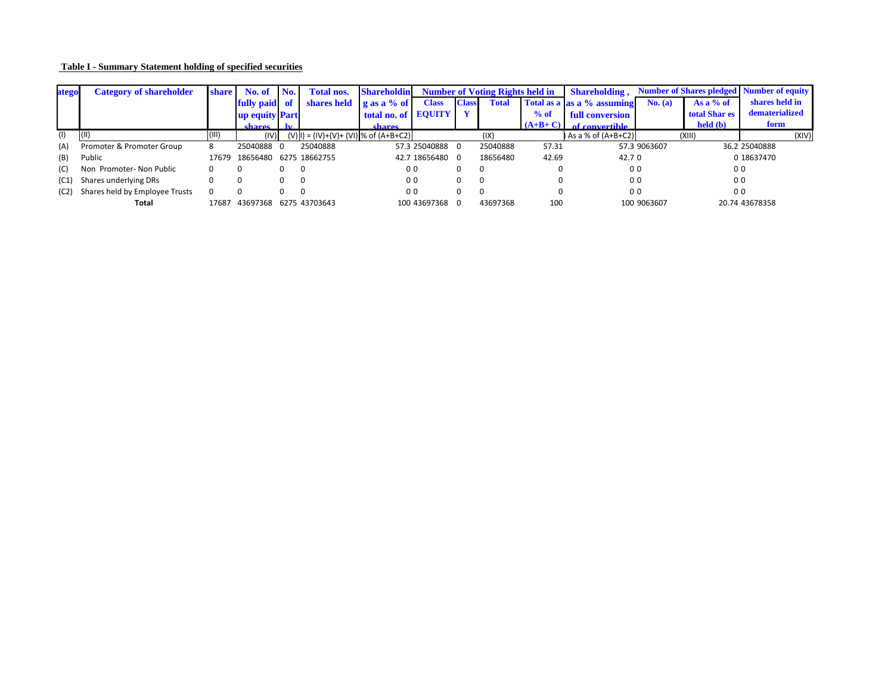**Table I - Summary Statement holding of specified securities**

| atego | Category of shareholder | share | No. of fully paid up equity shares | No. of Partly | Total nos. shares held | Shareholding as a % of total no. of shares | Number of Voting Rights held in | | | | Shareholding , as a % assuming full conversion of convertible | Number of Shares pledged | | Number of equity shares held in dematerialized form |
|---|---|---|---|---|---|---|---|---|---|---|---|---|---|---|
| | | | | | | | Class EQUITY | Class Y | Total | Total as a % of (A+B+ C) | | No. (a) | As a % of total Shar es held (b) | |
| (I) | (II) | (III) | (IV) | (V) | I) = (IV)+(V)+ (VI) | % of (A+B+C2) | | | (IX) | | As a % of (A+B+C2) | | (XIII) | (XIV) |
| (A) | Promoter & Promoter Group | 8 | 25040888 | 0 | 25040888 | 57.3 | 25040888 | 0 | 25040888 | 57.31 | 57.3 | 9063607 | 36.2 | 25040888 |
| (B) | Public | 17679 | 18656480 | 6275 | 18662755 | 42.7 | 18656480 | 0 | 18656480 | 42.69 | 42.7 | 0 | 0 | 18637470 |
| (C) | Non Promoter- Non Public | 0 | 0 | 0 | 0 | 0 | 0 | 0 | 0 | 0 | 0 | 0 | 0 | 0 |
| (C1) | Shares underlying DRs | 0 | 0 | 0 | 0 | 0 | 0 | 0 | 0 | 0 | 0 | 0 | 0 | 0 |
| (C2) | Shares held by Employee Trusts | 0 | 0 | 0 | 0 | 0 | 0 | 0 | 0 | 0 | 0 | 0 | 0 | 0 |
| | **Total** | 17687 | 43697368 | 6275 | 43703643 | 100 | 43697368 | 0 | 43697368 | 100 | 100 | 9063607 | 20.74 | 43678358 |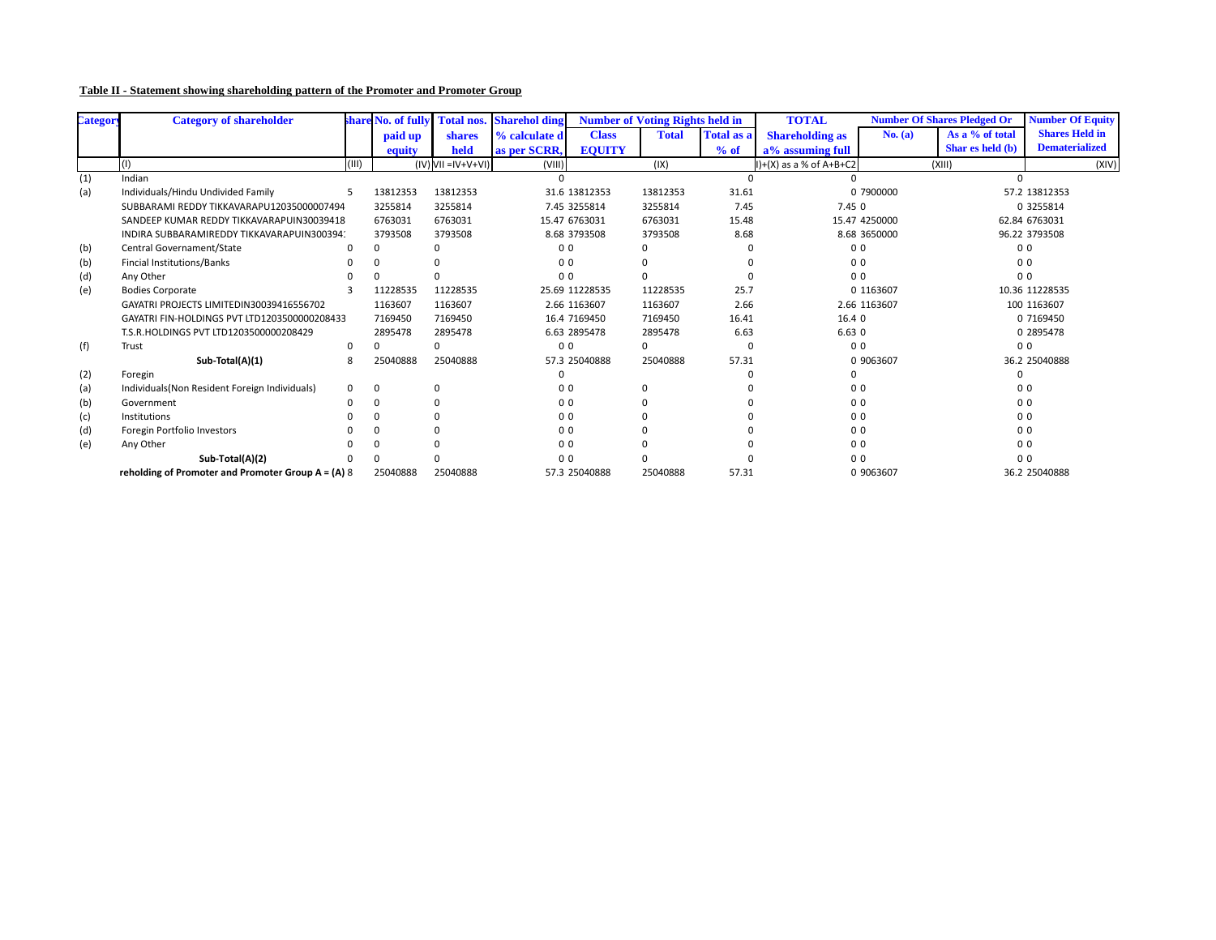**Table II - Statement showing shareholding pattern of the Promoter and Promoter Group**

| Category | Category of shareholder | share | No. of fully paid up equity | Total nos. shares held | Sharehol ding % calculate d as per SCRR, | Number of Voting Rights held in Class EQUITY | Total | Total as a % of | TOTAL Shareholding as a% assuming full | Number Of Shares Pledged Or No. (a) | As a % of total Shar es held (b) | Number Of Equity Shares Held in Dematerialized |
|---|---|---|---|---|---|---|---|---|---|---|---|---|
| | (I) | (III) | (IV) | VII =IV+V+VI) | (VIII) | (IX) | | | I)+(X) as a % of A+B+C2 | (XIII) | | (XIV) |
| (1) | Indian | | | | 0 | | | 0 | 0 | | | 0 |
| (a) | Individuals/Hindu Undivided Family | 5 | 13812353 | 13812353 | 31.6 | 13812353 | 13812353 | 31.61 | 0 | 7900000 | 57.2 | 13812353 |
| | SUBBARAMI REDDY TIKKAVARAPU12035000007494 | | 3255814 | 3255814 | 7.45 | 3255814 | 3255814 | 7.45 | 7.45 | 0 | 0 | 3255814 |
| | SANDEEP KUMAR REDDY TIKKAVARAPUIN30039418 | | 6763031 | 6763031 | 15.47 | 6763031 | 6763031 | 15.48 | 15.47 | 4250000 | 62.84 | 6763031 |
| | INDIRA SUBBARAMIREDDY TIKKAVARAPUIN300394 | | 3793508 | 3793508 | 8.68 | 3793508 | 3793508 | 8.68 | 8.68 | 3650000 | 96.22 | 3793508 |
| (b) | Central Governament/State | 0 | 0 | 0 | 0 | 0 | 0 | 0 | 0 | 0 | 0 | 0 |
| (b) | Fincial Institutions/Banks | 0 | 0 | 0 | 0 | 0 | 0 | 0 | 0 | 0 | 0 | 0 |
| (d) | Any Other | 0 | 0 | 0 | 0 | 0 | 0 | 0 | 0 | 0 | 0 | 0 |
| (e) | Bodies Corporate | 3 | 11228535 | 11228535 | 25.69 | 11228535 | 11228535 | 25.7 | 0 | 1163607 | 10.36 | 11228535 |
| | GAYATRI PROJECTS LIMITEDIN30039416556702 | | 1163607 | 1163607 | 2.66 | 1163607 | 1163607 | 2.66 | 2.66 | 1163607 | 100 | 1163607 |
| | GAYATRI FIN-HOLDINGS PVT LTD1203500000208433 | | 7169450 | 7169450 | 16.4 | 7169450 | 7169450 | 16.41 | 16.4 | 0 | 0 | 7169450 |
| | T.S.R.HOLDINGS PVT LTD1203500000208429 | | 2895478 | 2895478 | 6.63 | 2895478 | 2895478 | 6.63 | 6.63 | 0 | 0 | 2895478 |
| (f) | Trust | 0 | 0 | 0 | 0 | 0 | 0 | 0 | 0 | 0 | 0 | 0 |
| | **Sub-Total(A)(1)** | 8 | 25040888 | 25040888 | 57.3 | 25040888 | 25040888 | 57.31 | 0 | 9063607 | 36.2 | 25040888 |
| (2) | Foregin | | | | 0 | | | 0 | 0 | | | 0 |
| (a) | Individuals(Non Resident Foreign Individuals) | 0 | 0 | 0 | 0 | 0 | 0 | 0 | 0 | 0 | 0 | 0 |
| (b) | Government | 0 | 0 | 0 | 0 | 0 | 0 | 0 | 0 | 0 | 0 | 0 |
| (c) | Institutions | 0 | 0 | 0 | 0 | 0 | 0 | 0 | 0 | 0 | 0 | 0 |
| (d) | Foregin Portfolio Investors | 0 | 0 | 0 | 0 | 0 | 0 | 0 | 0 | 0 | 0 | 0 |
| (e) | Any Other | 0 | 0 | 0 | 0 | 0 | 0 | 0 | 0 | 0 | 0 | 0 |
| | **Sub-Total(A)(2)** | 0 | 0 | 0 | 0 | 0 | 0 | 0 | 0 | 0 | 0 | 0 |
| | **reholding of Promoter and Promoter Group A = (A)** | 8 | 25040888 | 25040888 | 57.3 | 25040888 | 25040888 | 57.31 | 0 | 9063607 | 36.2 | 25040888 |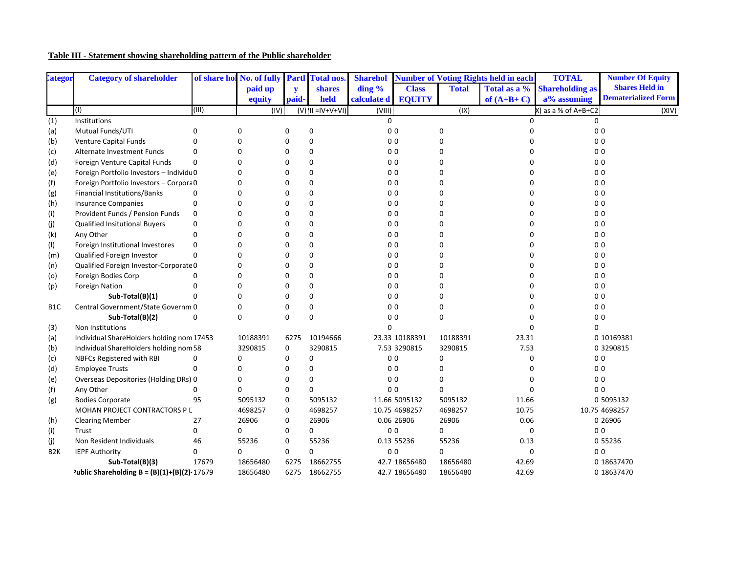**Table III - Statement showing shareholding pattern of the Public shareholder**

| Categor | Category of shareholder | of share hol | No. of fully paid up equity | Partly paid- | Total nos. shares held | Shareholding % calculate d | Number of Voting Rights held in each Class EQUITY | Total | Total as a % of (A+B+ C) | TOTAL Shareholding as a% assuming | Number Of Equity Shares Held in Dematerialized Form |
|---|---|---|---|---|---|---|---|---|---|---|---|
| | (I) | (III) | (IV) | (V) | (VII =IV+V+VI) | (VIII) | | (IX) | | X) as a % of A+B+C2 | (XIV) |
| (1) | Institutions | | | | | 0 | | | 0 | 0 | |
| (a) | Mutual Funds/UTI | 0 | 0 | 0 | 0 | 0 | 0 | 0 | 0 | 0 | 0 |
| (b) | Venture Capital Funds | 0 | 0 | 0 | 0 | 0 | 0 | 0 | 0 | 0 | 0 |
| (c) | Alternate Investment Funds | 0 | 0 | 0 | 0 | 0 | 0 | 0 | 0 | 0 | 0 |
| (d) | Foreign Venture Capital Funds | 0 | 0 | 0 | 0 | 0 | 0 | 0 | 0 | 0 | 0 |
| (e) | Foreign Portfolio Investors – Individu | 0 | 0 | 0 | 0 | 0 | 0 | 0 | 0 | 0 | 0 |
| (f) | Foreign Portfolio Investors – Corpora | 0 | 0 | 0 | 0 | 0 | 0 | 0 | 0 | 0 | 0 |
| (g) | Financial Institutions/Banks | 0 | 0 | 0 | 0 | 0 | 0 | 0 | 0 | 0 | 0 |
| (h) | Insurance Companies | 0 | 0 | 0 | 0 | 0 | 0 | 0 | 0 | 0 | 0 |
| (i) | Provident Funds / Pension Funds | 0 | 0 | 0 | 0 | 0 | 0 | 0 | 0 | 0 | 0 |
| (j) | Qualified Insitutional Buyers | 0 | 0 | 0 | 0 | 0 | 0 | 0 | 0 | 0 | 0 |
| (k) | Any Other | 0 | 0 | 0 | 0 | 0 | 0 | 0 | 0 | 0 | 0 |
| (l) | Foreign Institutional Investores | 0 | 0 | 0 | 0 | 0 | 0 | 0 | 0 | 0 | 0 |
| (m) | Qualified Foreign Investor | 0 | 0 | 0 | 0 | 0 | 0 | 0 | 0 | 0 | 0 |
| (n) | Qualified Foreign Investor-Corporate | 0 | 0 | 0 | 0 | 0 | 0 | 0 | 0 | 0 | 0 |
| (o) | Foreign Bodies Corp | 0 | 0 | 0 | 0 | 0 | 0 | 0 | 0 | 0 | 0 |
| (p) | Foreign Nation | 0 | 0 | 0 | 0 | 0 | 0 | 0 | 0 | 0 | 0 |
| | **Sub-Total(B)(1)** | 0 | 0 | 0 | 0 | 0 | 0 | 0 | 0 | 0 | 0 |
| B1C | Central Government/State Governm | 0 | 0 | 0 | 0 | 0 | 0 | 0 | 0 | 0 | 0 |
| | **Sub-Total(B)(2)** | 0 | 0 | 0 | 0 | 0 | 0 | 0 | 0 | 0 | 0 |
| (3) | Non Institutions | | | | | 0 | | | 0 | 0 | |
| (a) | Individual ShareHolders holding nom | 17453 | 10188391 | 6275 | 10194666 | 23.33 | 10188391 | 10188391 | 23.31 | 0 | 10169381 |
| (b) | Individual ShareHolders holding nom | 58 | 3290815 | 0 | 3290815 | 7.53 | 3290815 | 3290815 | 7.53 | 0 | 3290815 |
| (c) | NBFCs Registered with RBI | 0 | 0 | 0 | 0 | 0 | 0 | 0 | 0 | 0 | 0 |
| (d) | Employee Trusts | 0 | 0 | 0 | 0 | 0 | 0 | 0 | 0 | 0 | 0 |
| (e) | Overseas Depositories (Holding DRs) | 0 | 0 | 0 | 0 | 0 | 0 | 0 | 0 | 0 | 0 |
| (f) | Any Other | 0 | 0 | 0 | 0 | 0 | 0 | 0 | 0 | 0 | 0 |
| (g) | Bodies Corporate | 95 | 5095132 | 0 | 5095132 | 11.66 | 5095132 | 5095132 | 11.66 | 0 | 5095132 |
| | MOHAN PROJECT CONTRACTORS P L | | 4698257 | 0 | 4698257 | 10.75 | 4698257 | 4698257 | 10.75 | 10.75 | 4698257 |
| (h) | Clearing Member | 27 | 26906 | 0 | 26906 | 0.06 | 26906 | 26906 | 0.06 | 0 | 26906 |
| (i) | Trust | 0 | 0 | 0 | 0 | 0 | 0 | 0 | 0 | 0 | 0 |
| (j) | Non Resident Individuals | 46 | 55236 | 0 | 55236 | 0.13 | 55236 | 55236 | 0.13 | 0 | 55236 |
| B2K | IEPF Authority | 0 | 0 | 0 | 0 | 0 | 0 | 0 | 0 | 0 | 0 |
| | **Sub-Total(B)(3)** | 17679 | 18656480 | 6275 | 18662755 | 42.7 | 18656480 | 18656480 | 42.69 | 0 | 18637470 |
| | **Public Shareholding B = (B)(1)+(B)(2)+** | 17679 | 18656480 | 6275 | 18662755 | 42.7 | 18656480 | 18656480 | 42.69 | 0 | 18637470 |